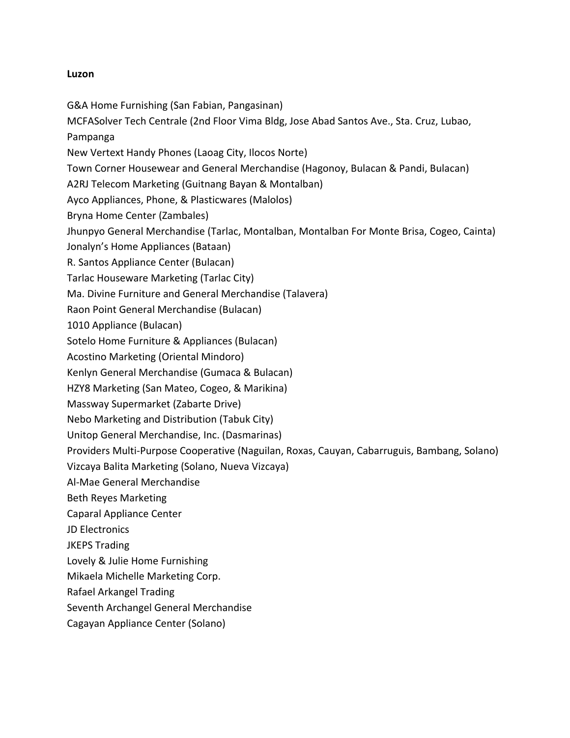**Luzon**

G&A Home Furnishing (San Fabian, Pangasinan)  
MCFASolver Tech Centrale (2nd Floor Vima Bldg, Jose Abad Santos Ave., Sta. Cruz, Lubao, Pampanga  
New Vertext Handy Phones (Laoag City, Ilocos Norte)  
Town Corner Housewear and General Merchandise (Hagonoy, Bulacan & Pandi, Bulacan)  
A2RJ Telecom Marketing (Guitnang Bayan & Montalban)  
Ayco Appliances, Phone, & Plasticwares (Malolos)  
Bryna Home Center (Zambales)  
Jhunpyo General Merchandise (Tarlac, Montalban, Montalban For Monte Brisa, Cogeo, Cainta)  
Jonalyn's Home Appliances (Bataan)  
R. Santos Appliance Center (Bulacan)  
Tarlac Houseware Marketing (Tarlac City)  
Ma. Divine Furniture and General Merchandise (Talavera)  
Raon Point General Merchandise (Bulacan)  
1010 Appliance (Bulacan)  
Sotelo Home Furniture & Appliances (Bulacan)  
Acostino Marketing (Oriental Mindoro)  
Kenlyn General Merchandise (Gumaca & Bulacan)  
HZY8 Marketing (San Mateo, Cogeo, & Marikina)  
Massway Supermarket (Zabarte Drive)  
Nebo Marketing and Distribution (Tabuk City)  
Unitop General Merchandise, Inc. (Dasmarinas)  
Providers Multi-Purpose Cooperative (Naguilan, Roxas, Cauyan, Cabarruguis, Bambang, Solano)  
Vizcaya Balita Marketing (Solano, Nueva Vizcaya)  
Al-Mae General Merchandise  
Beth Reyes Marketing  
Caparal Appliance Center  
JD Electronics  
JKEPS Trading  
Lovely & Julie Home Furnishing  
Mikaela Michelle Marketing Corp.  
Rafael Arkangel Trading  
Seventh Archangel General Merchandise  
Cagayan Appliance Center (Solano)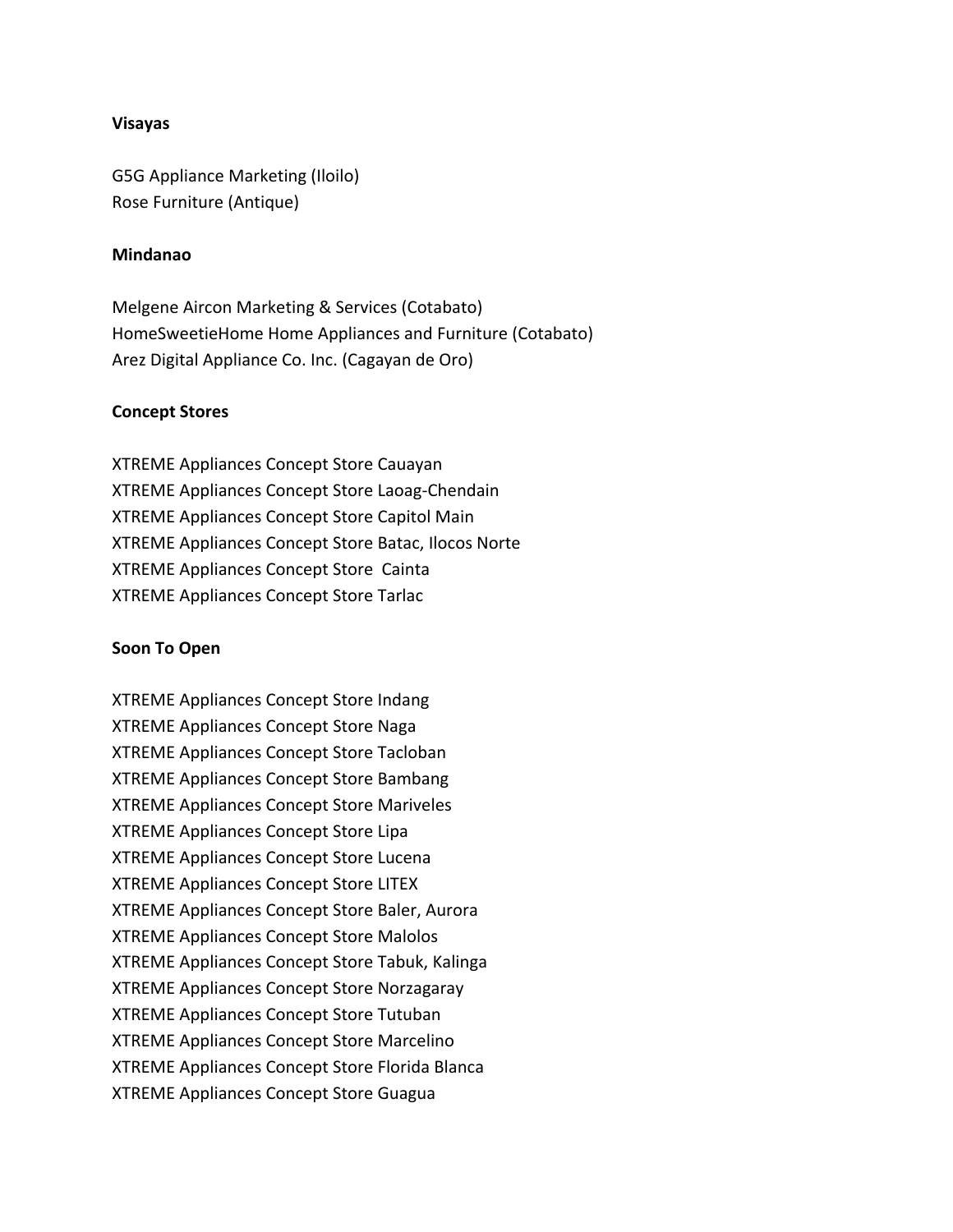**Visayas**

G5G Appliance Marketing (Iloilo)
Rose Furniture (Antique)

**Mindanao**

Melgene Aircon Marketing & Services (Cotabato)
HomeSweetieHome Home Appliances and Furniture (Cotabato)
Arez Digital Appliance Co. Inc. (Cagayan de Oro)

**Concept Stores**

XTREME Appliances Concept Store Cauayan
XTREME Appliances Concept Store Laoag-Chendain
XTREME Appliances Concept Store Capitol Main
XTREME Appliances Concept Store Batac, Ilocos Norte
XTREME Appliances Concept Store Cainta
XTREME Appliances Concept Store Tarlac

**Soon To Open**

XTREME Appliances Concept Store Indang
XTREME Appliances Concept Store Naga
XTREME Appliances Concept Store Tacloban
XTREME Appliances Concept Store Bambang
XTREME Appliances Concept Store Mariveles
XTREME Appliances Concept Store Lipa
XTREME Appliances Concept Store Lucena
XTREME Appliances Concept Store LITEX
XTREME Appliances Concept Store Baler, Aurora
XTREME Appliances Concept Store Malolos
XTREME Appliances Concept Store Tabuk, Kalinga
XTREME Appliances Concept Store Norzagaray
XTREME Appliances Concept Store Tutuban
XTREME Appliances Concept Store Marcelino
XTREME Appliances Concept Store Florida Blanca
XTREME Appliances Concept Store Guagua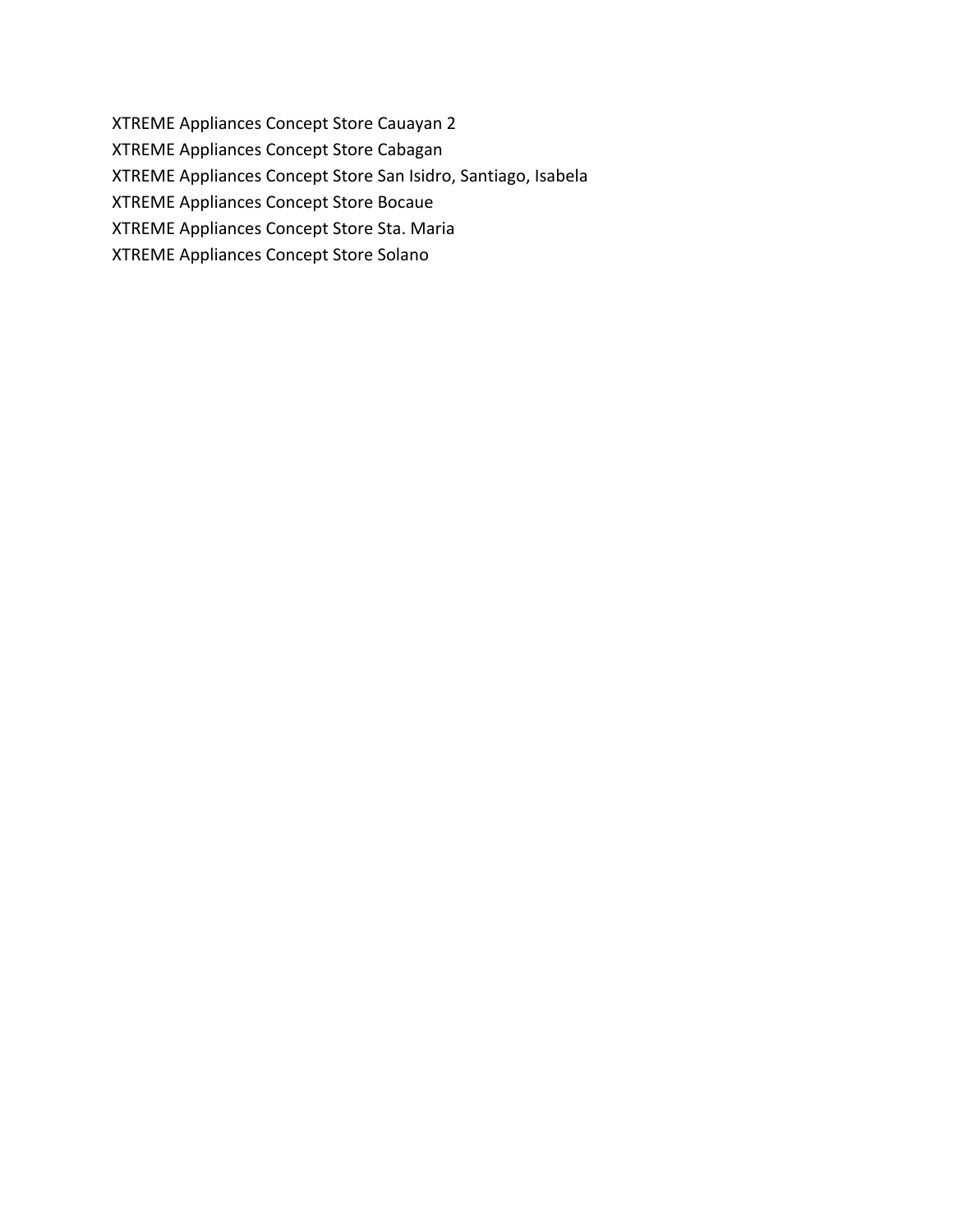XTREME Appliances Concept Store Cauayan 2
XTREME Appliances Concept Store Cabagan
XTREME Appliances Concept Store San Isidro, Santiago, Isabela
XTREME Appliances Concept Store Bocaue
XTREME Appliances Concept Store Sta. Maria
XTREME Appliances Concept Store Solano